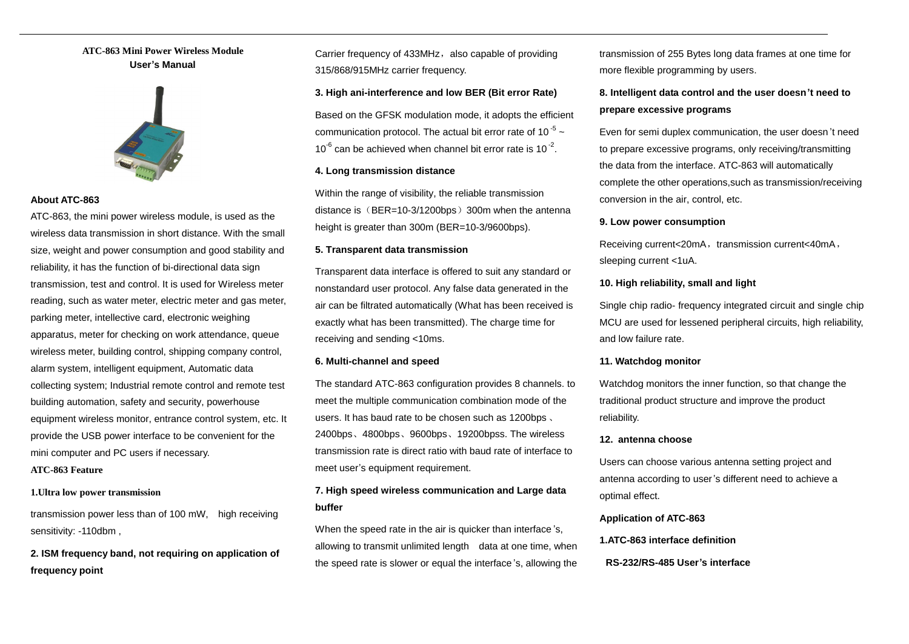**ATC-863 Mini Power Wireless Module**
**User's Manual**

### About ATC-863

ATC-863, the mini power wireless module, is used as the wireless data transmission in short distance. With the small size, weight and power consumption and good stability and reliability, it has the function of bi-directional data sign transmission, test and control. It is used for Wireless meter reading, such as water meter, electric meter and gas meter, parking meter, intellective card, electronic weighing apparatus, meter for checking on work attendance, queue wireless meter, building control, shipping company control, alarm system, intelligent equipment, Automatic data collecting system; Industrial remote control and remote test building automation, safety and security, powerhouse equipment wireless monitor, entrance control system, etc. It provide the USB power interface to be convenient for the mini computer and PC users if necessary.

### ATC-863 Feature

**1.Ultra low power transmission**

transmission power less than of 100 mW, high receiving sensitivity: -110dbm ,

**2. ISM frequency band, not requiring on application of frequency point**

Carrier frequency of 433MHz，also capable of providing 315/868/915MHz carrier frequency.

**3. High ani-interference and low BER (Bit error Rate)**

Based on the GFSK modulation mode, it adopts the efficient communication protocol. The actual bit error rate of $10^{-5}$ ~ $10^{-6}$ can be achieved when channel bit error rate is $10^{-2}$.

**4. Long transmission distance**

Within the range of visibility, the reliable transmission distance is（BER=10-3/1200bps）300m when the antenna height is greater than 300m (BER=10-3/9600bps).

**5. Transparent data transmission**

Transparent data interface is offered to suit any standard or nonstandard user protocol. Any false data generated in the air can be filtrated automatically (What has been received is exactly what has been transmitted). The charge time for receiving and sending <10ms.

**6. Multi-channel and speed**

The standard ATC-863 configuration provides 8 channels. to meet the multiple communication combination mode of the users. It has baud rate to be chosen such as 1200bps、2400bps、4800bps、9600bps、19200bpss. The wireless transmission rate is direct ratio with baud rate of interface to meet user's equipment requirement.

**7. High speed wireless communication and Large data buffer**

When the speed rate in the air is quicker than interface's, allowing to transmit unlimited length data at one time, when the speed rate is slower or equal the interface's, allowing the transmission of 255 Bytes long data frames at one time for more flexible programming by users.

**8. Intelligent data control and the user doesn't need to prepare excessive programs**

Even for semi duplex communication, the user doesn't need to prepare excessive programs, only receiving/transmitting the data from the interface. ATC-863 will automatically complete the other operations,such as transmission/receiving conversion in the air, control, etc.

**9. Low power consumption**

Receiving current<20mA，transmission current<40mA，sleeping current <1uA.

**10. High reliability, small and light**

Single chip radio- frequency integrated circuit and single chip MCU are used for lessened peripheral circuits, high reliability, and low failure rate.

**11. Watchdog monitor**

Watchdog monitors the inner function, so that change the traditional product structure and improve the product reliability.

**12. antenna choose**

Users can choose various antenna setting project and antenna according to user's different need to achieve a optimal effect.

### Application of ATC-863

**1.ATC-863 interface definition**

**RS-232/RS-485 User's interface**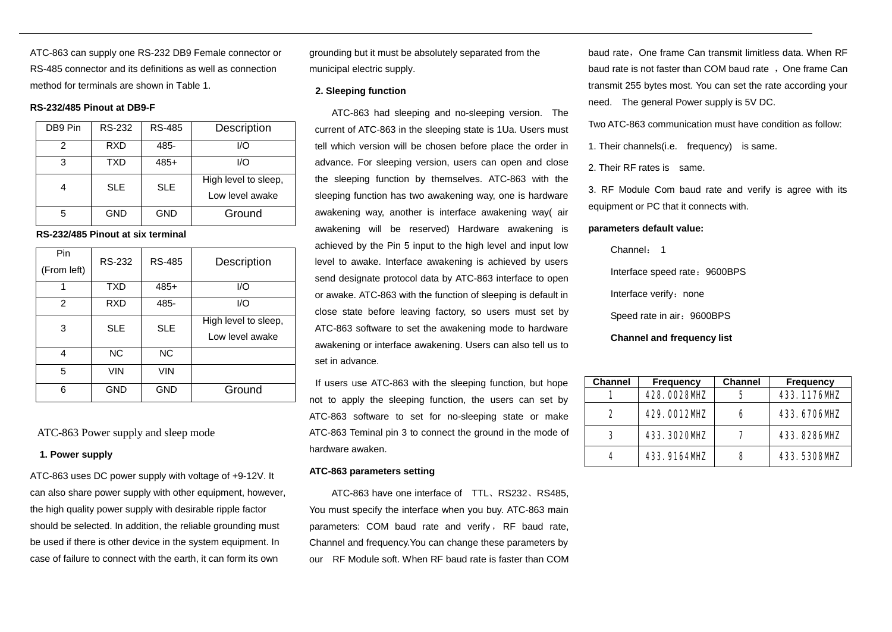ATC-863 can supply one RS-232 DB9 Female connector or RS-485 connector and its definitions as well as connection method for terminals are shown in Table 1.

**RS-232/485 Pinout at DB9-F**

| DB9 Pin | RS-232 | RS-485 | Description |
|---|---|---|---|
| 2 | RXD | 485- | I/O |
| 3 | TXD | 485+ | I/O |
| 4 | SLE | SLE | High level to sleep, Low level awake |
| 5 | GND | GND | Ground |

**RS-232/485 Pinout at six terminal**

| Pin (From left) | RS-232 | RS-485 | Description |
|---|---|---|---|
| 1 | TXD | 485+ | I/O |
| 2 | RXD | 485- | I/O |
| 3 | SLE | SLE | High level to sleep, Low level awake |
| 4 | NC | NC | |
| 5 | VIN | VIN | |
| 6 | GND | GND | Ground |

## ATC-863 Power supply and sleep mode

**1. Power supply**

ATC-863 uses DC power supply with voltage of +9-12V. It can also share power supply with other equipment, however, the high quality power supply with desirable ripple factor should be selected. In addition, the reliable grounding must be used if there is other device in the system equipment. In case of failure to connect with the earth, it can form its own grounding but it must be absolutely separated from the municipal electric supply.

**2. Sleeping function**

ATC-863 had sleeping and no-sleeping version. The current of ATC-863 in the sleeping state is 1Ua. Users must tell which version will be chosen before place the order in advance. For sleeping version, users can open and close the sleeping function by themselves. ATC-863 with the sleeping function has two awakening way, one is hardware awakening way, another is interface awakening way( air awakening will be reserved) Hardware awakening is achieved by the Pin 5 input to the high level and input low level to awake. Interface awakening is achieved by users send designate protocol data by ATC-863 interface to open or awake. ATC-863 with the function of sleeping is default in close state before leaving factory, so users must set by ATC-863 software to set the awakening mode to hardware awakening or interface awakening. Users can also tell us to set in advance.

If users use ATC-863 with the sleeping function, but hope not to apply the sleeping function, the users can set by ATC-863 software to set for no-sleeping state or make ATC-863 Teminal pin 3 to connect the ground in the mode of hardware awaken.

**ATC-863 parameters setting**

ATC-863 have one interface of TTL、RS232、RS485, You must specify the interface when you buy. ATC-863 main parameters: COM baud rate and verify，RF baud rate, Channel and frequency.You can change these parameters by our RF Module soft. When RF baud rate is faster than COM baud rate，One frame Can transmit limitless data. When RF baud rate is not faster than COM baud rate ，One frame Can transmit 255 bytes most. You can set the rate according your need. The general Power supply is 5V DC.

Two ATC-863 communication must have condition as follow:

1. Their channels(i.e. frequency) is same.

2. Their RF rates is same.

3. RF Module Com baud rate and verify is agree with its equipment or PC that it connects with.

**parameters default value:**

Channel： 1

Interface speed rate：9600BPS

Interface verify：none

Speed rate in air：9600BPS

**Channel and frequency list**

| Channel | Frequency | Channel | Frequency |
|---|---|---|---|
| 1 | 428.0028MHZ | 5 | 433.1176MHZ |
| 2 | 429.0012MHZ | 6 | 433.6706MHZ |
| 3 | 433.3020MHZ | 7 | 433.8286MHZ |
| 4 | 433.9164MHZ | 8 | 433.5308MHZ |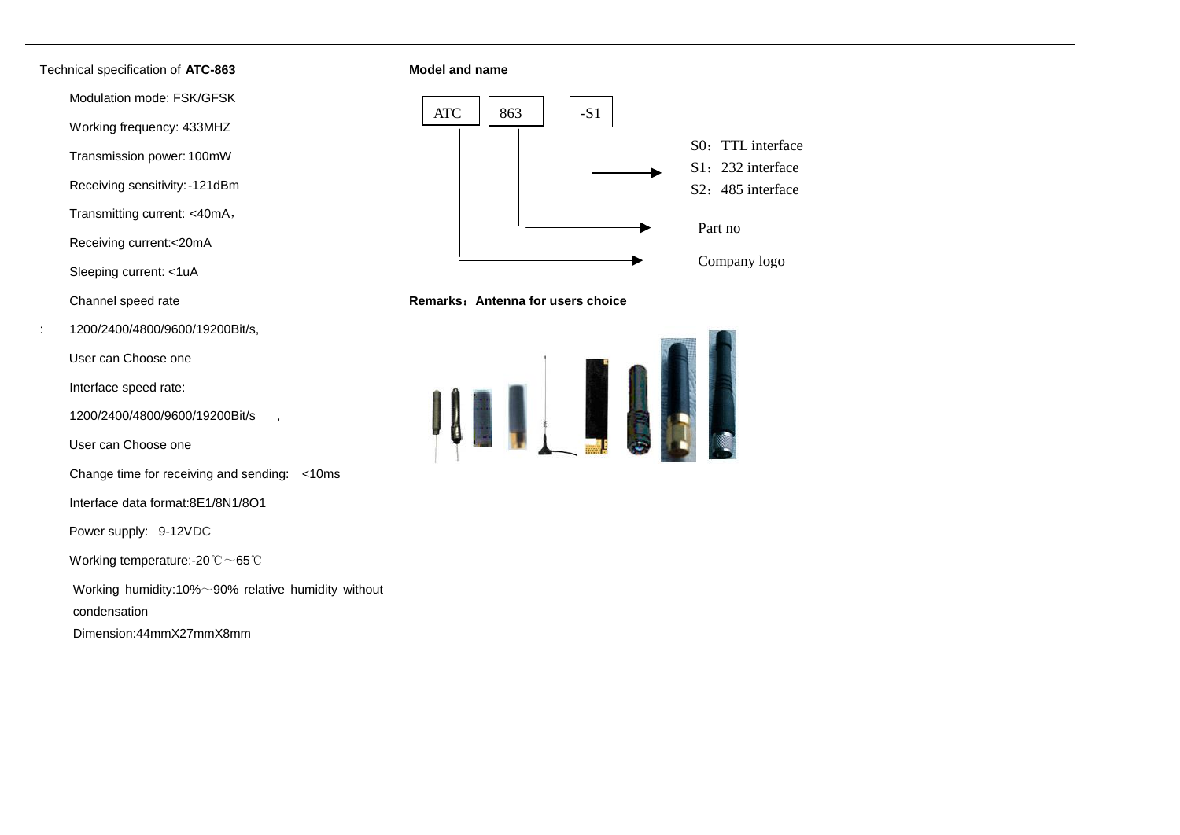Technical specification of **ATC-863**

Modulation mode: FSK/GFSK

Working frequency: 433MHZ

Transmission power: 100mW

Receiving sensitivity: -121dBm

Transmitting current: <40mA，

Receiving current:<20mA

Sleeping current: <1uA

Channel speed rate

: 1200/2400/4800/9600/19200Bit/s,

User can Choose one

Interface speed rate:

1200/2400/4800/9600/19200Bit/s ,

User can Choose one

Change time for receiving and sending: <10ms

Interface data format:8E1/8N1/8O1

Power supply: 9-12VDC

Working temperature:-20℃～65℃

Working humidity:10%～90% relative humidity without condensation

Dimension:44mmX27mmX8mm

**Model and name**

ATC 863 -S1

S0：TTL interface
S1：232 interface
S2：485 interface

Part no

Company logo

**Remarks：Antenna for users choice**